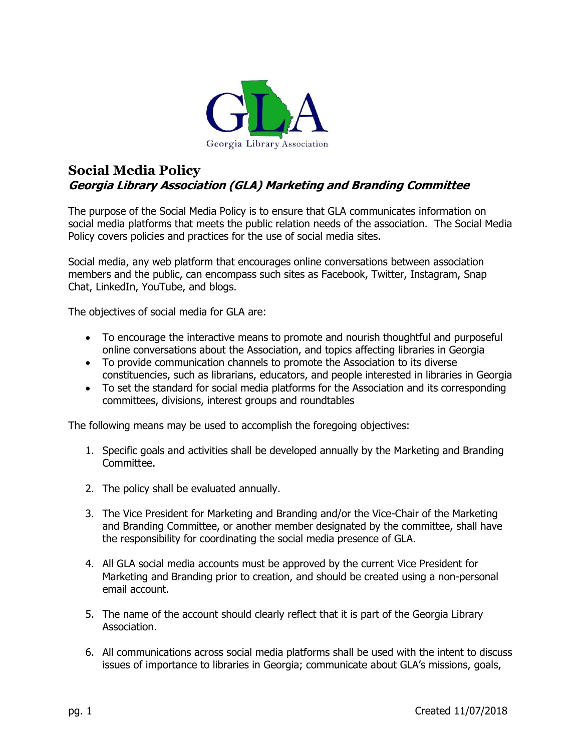# Social Media Policy

## *Georgia Library Association (GLA) Marketing and Branding Committee*

The purpose of the Social Media Policy is to ensure that GLA communicates information on social media platforms that meets the public relation needs of the association. The Social Media Policy covers policies and practices for the use of social media sites.

Social media, any web platform that encourages online conversations between association members and the public, can encompass such sites as Facebook, Twitter, Instagram, Snap Chat, LinkedIn, YouTube, and blogs.

The objectives of social media for GLA are:

- To encourage the interactive means to promote and nourish thoughtful and purposeful online conversations about the Association, and topics affecting libraries in Georgia
- To provide communication channels to promote the Association to its diverse constituencies, such as librarians, educators, and people interested in libraries in Georgia
- To set the standard for social media platforms for the Association and its corresponding committees, divisions, interest groups and roundtables

The following means may be used to accomplish the foregoing objectives:

1. Specific goals and activities shall be developed annually by the Marketing and Branding Committee.

2. The policy shall be evaluated annually.

3. The Vice President for Marketing and Branding and/or the Vice-Chair of the Marketing and Branding Committee, or another member designated by the committee, shall have the responsibility for coordinating the social media presence of GLA.

4. All GLA social media accounts must be approved by the current Vice President for Marketing and Branding prior to creation, and should be created using a non-personal email account.

5. The name of the account should clearly reflect that it is part of the Georgia Library Association.

6. All communications across social media platforms shall be used with the intent to discuss issues of importance to libraries in Georgia; communicate about GLA's missions, goals,

Created 11/07/2018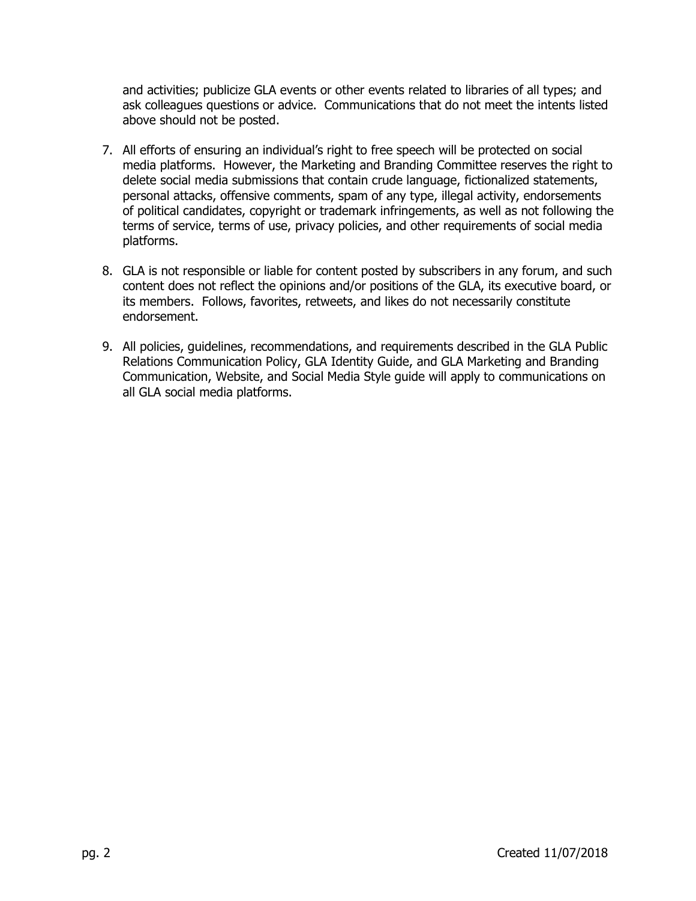and activities; publicize GLA events or other events related to libraries of all types; and ask colleagues questions or advice. Communications that do not meet the intents listed above should not be posted.

7. All efforts of ensuring an individual's right to free speech will be protected on social media platforms. However, the Marketing and Branding Committee reserves the right to delete social media submissions that contain crude language, fictionalized statements, personal attacks, offensive comments, spam of any type, illegal activity, endorsements of political candidates, copyright or trademark infringements, as well as not following the terms of service, terms of use, privacy policies, and other requirements of social media platforms.

8. GLA is not responsible or liable for content posted by subscribers in any forum, and such content does not reflect the opinions and/or positions of the GLA, its executive board, or its members. Follows, favorites, retweets, and likes do not necessarily constitute endorsement.

9. All policies, guidelines, recommendations, and requirements described in the GLA Public Relations Communication Policy, GLA Identity Guide, and GLA Marketing and Branding Communication, Website, and Social Media Style guide will apply to communications on all GLA social media platforms.

Created 11/07/2018